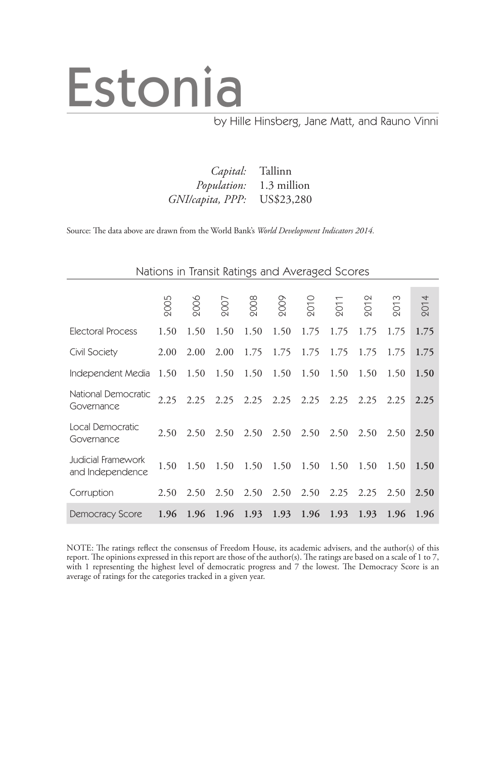# Estonia

by Hille Hinsberg, Jane Matt, and Rauno Vinni

*Capital:* Tallinn
*Population:* 1.3 million
*GNI/capita, PPP:* US$23,280

Source: The data above are drawn from the World Bank's *World Development Indicators 2014.*

## Nations in Transit Ratings and Averaged Scores

| | 2005 | 2006 | 2007 | 2008 | 2009 | 2010 | 2011 | 2012 | 2013 | 2014 |
|---|---|---|---|---|---|---|---|---|---|---|
| Electoral Process | 1.50 | 1.50 | 1.50 | 1.50 | 1.50 | 1.75 | 1.75 | 1.75 | 1.75 | **1.75** |
| Civil Society | 2.00 | 2.00 | 2.00 | 1.75 | 1.75 | 1.75 | 1.75 | 1.75 | 1.75 | **1.75** |
| Independent Media | 1.50 | 1.50 | 1.50 | 1.50 | 1.50 | 1.50 | 1.50 | 1.50 | 1.50 | **1.50** |
| National Democratic Governance | 2.25 | 2.25 | 2.25 | 2.25 | 2.25 | 2.25 | 2.25 | 2.25 | 2.25 | **2.25** |
| Local Democratic Governance | 2.50 | 2.50 | 2.50 | 2.50 | 2.50 | 2.50 | 2.50 | 2.50 | 2.50 | **2.50** |
| Judicial Framework and Independence | 1.50 | 1.50 | 1.50 | 1.50 | 1.50 | 1.50 | 1.50 | 1.50 | 1.50 | **1.50** |
| Corruption | 2.50 | 2.50 | 2.50 | 2.50 | 2.50 | 2.50 | 2.25 | 2.25 | 2.50 | **2.50** |
| Democracy Score | **1.96** | **1.96** | **1.96** | **1.93** | **1.93** | **1.96** | **1.93** | **1.93** | **1.96** | **1.96** |

NOTE: The ratings reflect the consensus of Freedom House, its academic advisers, and the author(s) of this report. The opinions expressed in this report are those of the author(s). The ratings are based on a scale of 1 to 7, with 1 representing the highest level of democratic progress and 7 the lowest. The Democracy Score is an average of ratings for the categories tracked in a given year.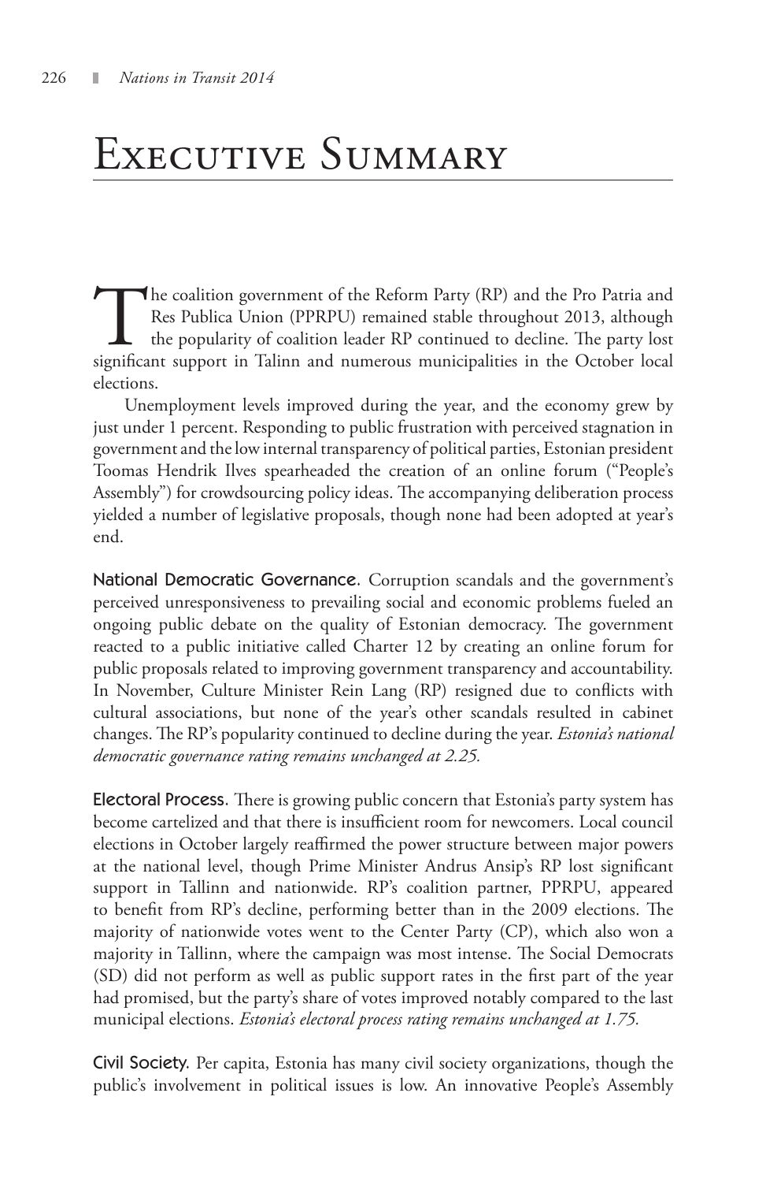# Executive Summary

The coalition government of the Reform Party (RP) and the Pro Patria and Res Publica Union (PPRPU) remained stable throughout 2013, although the popularity of coalition leader RP continued to decline. The party lost significant support in Talinn and numerous municipalities in the October local elections.

Unemployment levels improved during the year, and the economy grew by just under 1 percent. Responding to public frustration with perceived stagnation in government and the low internal transparency of political parties, Estonian president Toomas Hendrik Ilves spearheaded the creation of an online forum ("People's Assembly") for crowdsourcing policy ideas. The accompanying deliberation process yielded a number of legislative proposals, though none had been adopted at year's end.

**National Democratic Governance.** Corruption scandals and the government's perceived unresponsiveness to prevailing social and economic problems fueled an ongoing public debate on the quality of Estonian democracy. The government reacted to a public initiative called Charter 12 by creating an online forum for public proposals related to improving government transparency and accountability. In November, Culture Minister Rein Lang (RP) resigned due to conflicts with cultural associations, but none of the year's other scandals resulted in cabinet changes. The RP's popularity continued to decline during the year. *Estonia's national democratic governance rating remains unchanged at 2.25.*

**Electoral Process.** There is growing public concern that Estonia's party system has become cartelized and that there is insufficient room for newcomers. Local council elections in October largely reaffirmed the power structure between major powers at the national level, though Prime Minister Andrus Ansip's RP lost significant support in Tallinn and nationwide. RP's coalition partner, PPRPU, appeared to benefit from RP's decline, performing better than in the 2009 elections. The majority of nationwide votes went to the Center Party (CP), which also won a majority in Tallinn, where the campaign was most intense. The Social Democrats (SD) did not perform as well as public support rates in the first part of the year had promised, but the party's share of votes improved notably compared to the last municipal elections. *Estonia's electoral process rating remains unchanged at 1.75.*

**Civil Society.** Per capita, Estonia has many civil society organizations, though the public's involvement in political issues is low. An innovative People's Assembly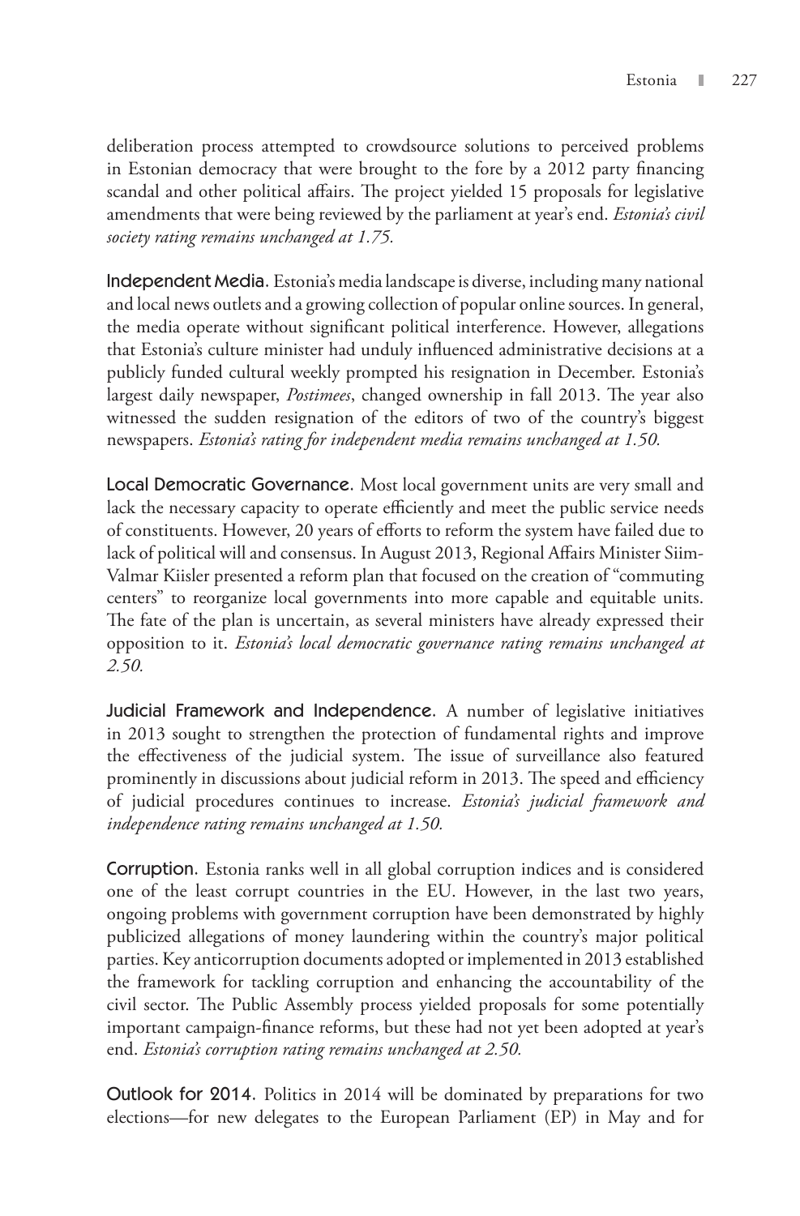deliberation process attempted to crowdsource solutions to perceived problems in Estonian democracy that were brought to the fore by a 2012 party financing scandal and other political affairs. The project yielded 15 proposals for legislative amendments that were being reviewed by the parliament at year's end. *Estonia's civil society rating remains unchanged at 1.75.*

**Independent Media.** Estonia's media landscape is diverse, including many national and local news outlets and a growing collection of popular online sources. In general, the media operate without significant political interference. However, allegations that Estonia's culture minister had unduly influenced administrative decisions at a publicly funded cultural weekly prompted his resignation in December. Estonia's largest daily newspaper, *Postimees*, changed ownership in fall 2013. The year also witnessed the sudden resignation of the editors of two of the country's biggest newspapers. *Estonia's rating for independent media remains unchanged at 1.50.*

**Local Democratic Governance.** Most local government units are very small and lack the necessary capacity to operate efficiently and meet the public service needs of constituents. However, 20 years of efforts to reform the system have failed due to lack of political will and consensus. In August 2013, Regional Affairs Minister Siim-Valmar Kiisler presented a reform plan that focused on the creation of "commuting centers" to reorganize local governments into more capable and equitable units. The fate of the plan is uncertain, as several ministers have already expressed their opposition to it. *Estonia's local democratic governance rating remains unchanged at 2.50.*

**Judicial Framework and Independence.** A number of legislative initiatives in 2013 sought to strengthen the protection of fundamental rights and improve the effectiveness of the judicial system. The issue of surveillance also featured prominently in discussions about judicial reform in 2013. The speed and efficiency of judicial procedures continues to increase. *Estonia's judicial framework and independence rating remains unchanged at 1.50.*

**Corruption.** Estonia ranks well in all global corruption indices and is considered one of the least corrupt countries in the EU. However, in the last two years, ongoing problems with government corruption have been demonstrated by highly publicized allegations of money laundering within the country's major political parties. Key anticorruption documents adopted or implemented in 2013 established the framework for tackling corruption and enhancing the accountability of the civil sector. The Public Assembly process yielded proposals for some potentially important campaign-finance reforms, but these had not yet been adopted at year's end. *Estonia's corruption rating remains unchanged at 2.50.*

**Outlook for 2014.** Politics in 2014 will be dominated by preparations for two elections—for new delegates to the European Parliament (EP) in May and for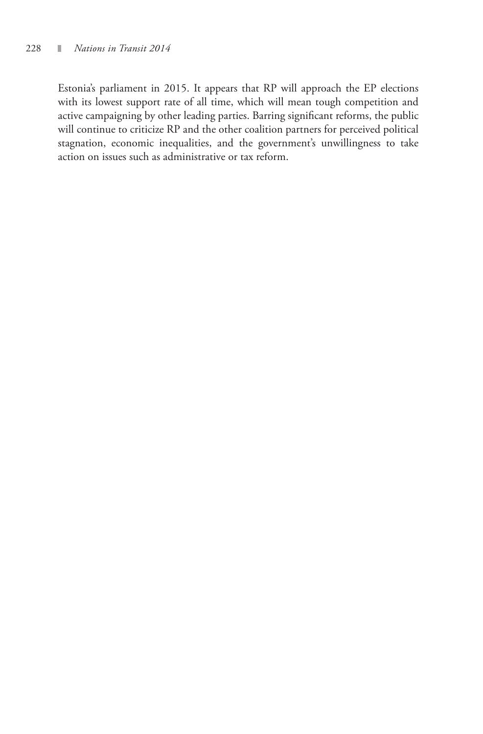Estonia's parliament in 2015. It appears that RP will approach the EP elections with its lowest support rate of all time, which will mean tough competition and active campaigning by other leading parties. Barring significant reforms, the public will continue to criticize RP and the other coalition partners for perceived political stagnation, economic inequalities, and the government's unwillingness to take action on issues such as administrative or tax reform.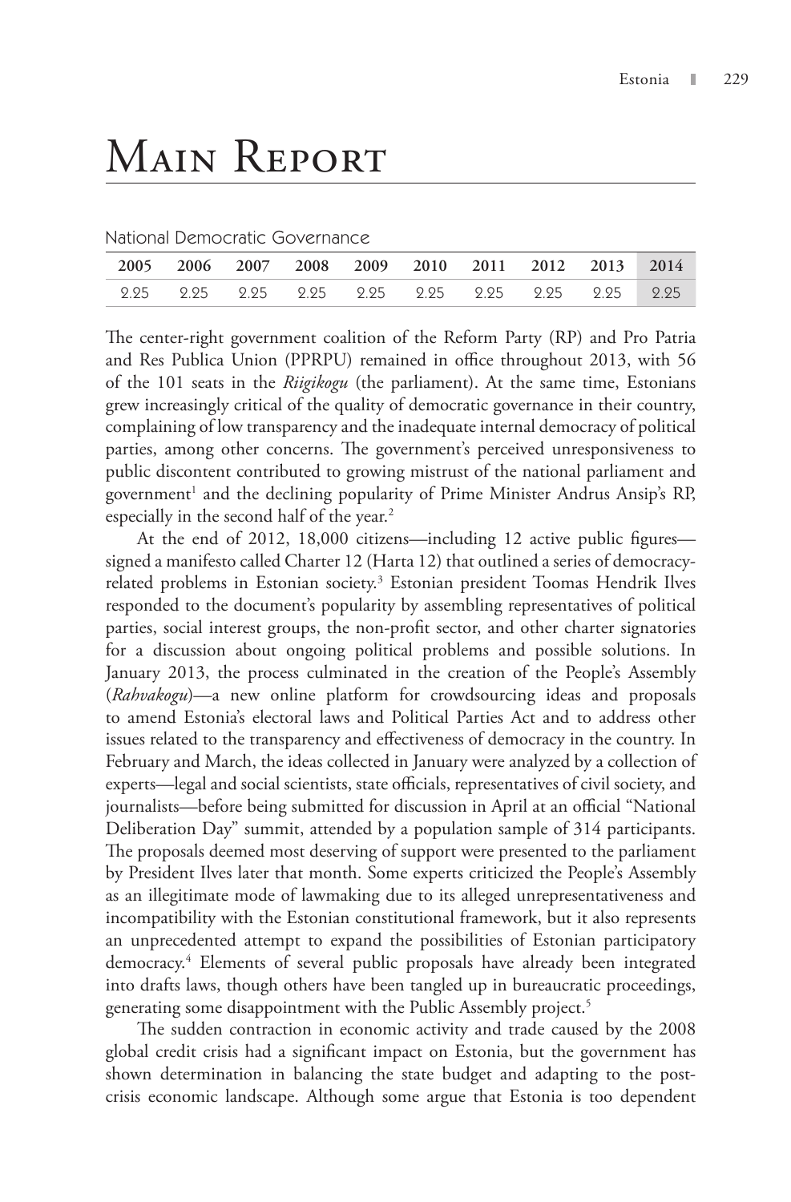# Main Report

National Democratic Governance

| 2005 | 2006 | 2007 | 2008 | 2009 | 2010 | 2011 | 2012 | 2013 | 2014 |
|---|---|---|---|---|---|---|---|---|---|
| 2.25 | 2.25 | 2.25 | 2.25 | 2.25 | 2.25 | 2.25 | 2.25 | 2.25 | 2.25 |

The center-right government coalition of the Reform Party (RP) and Pro Patria and Res Publica Union (PPRPU) remained in office throughout 2013, with 56 of the 101 seats in the *Riigikogu* (the parliament). At the same time, Estonians grew increasingly critical of the quality of democratic governance in their country, complaining of low transparency and the inadequate internal democracy of political parties, among other concerns. The government's perceived unresponsiveness to public discontent contributed to growing mistrust of the national parliament and government[1] and the declining popularity of Prime Minister Andrus Ansip's RP, especially in the second half of the year.[2]

At the end of 2012, 18,000 citizens—including 12 active public figures—signed a manifesto called Charter 12 (Harta 12) that outlined a series of democracy-related problems in Estonian society.[3] Estonian president Toomas Hendrik Ilves responded to the document's popularity by assembling representatives of political parties, social interest groups, the non-profit sector, and other charter signatories for a discussion about ongoing political problems and possible solutions. In January 2013, the process culminated in the creation of the People's Assembly (*Rahvakogu*)—a new online platform for crowdsourcing ideas and proposals to amend Estonia's electoral laws and Political Parties Act and to address other issues related to the transparency and effectiveness of democracy in the country. In February and March, the ideas collected in January were analyzed by a collection of experts—legal and social scientists, state officials, representatives of civil society, and journalists—before being submitted for discussion in April at an official "National Deliberation Day" summit, attended by a population sample of 314 participants. The proposals deemed most deserving of support were presented to the parliament by President Ilves later that month. Some experts criticized the People's Assembly as an illegitimate mode of lawmaking due to its alleged unrepresentativeness and incompatibility with the Estonian constitutional framework, but it also represents an unprecedented attempt to expand the possibilities of Estonian participatory democracy.[4] Elements of several public proposals have already been integrated into drafts laws, though others have been tangled up in bureaucratic proceedings, generating some disappointment with the Public Assembly project.[5]

The sudden contraction in economic activity and trade caused by the 2008 global credit crisis had a significant impact on Estonia, but the government has shown determination in balancing the state budget and adapting to the post-crisis economic landscape. Although some argue that Estonia is too dependent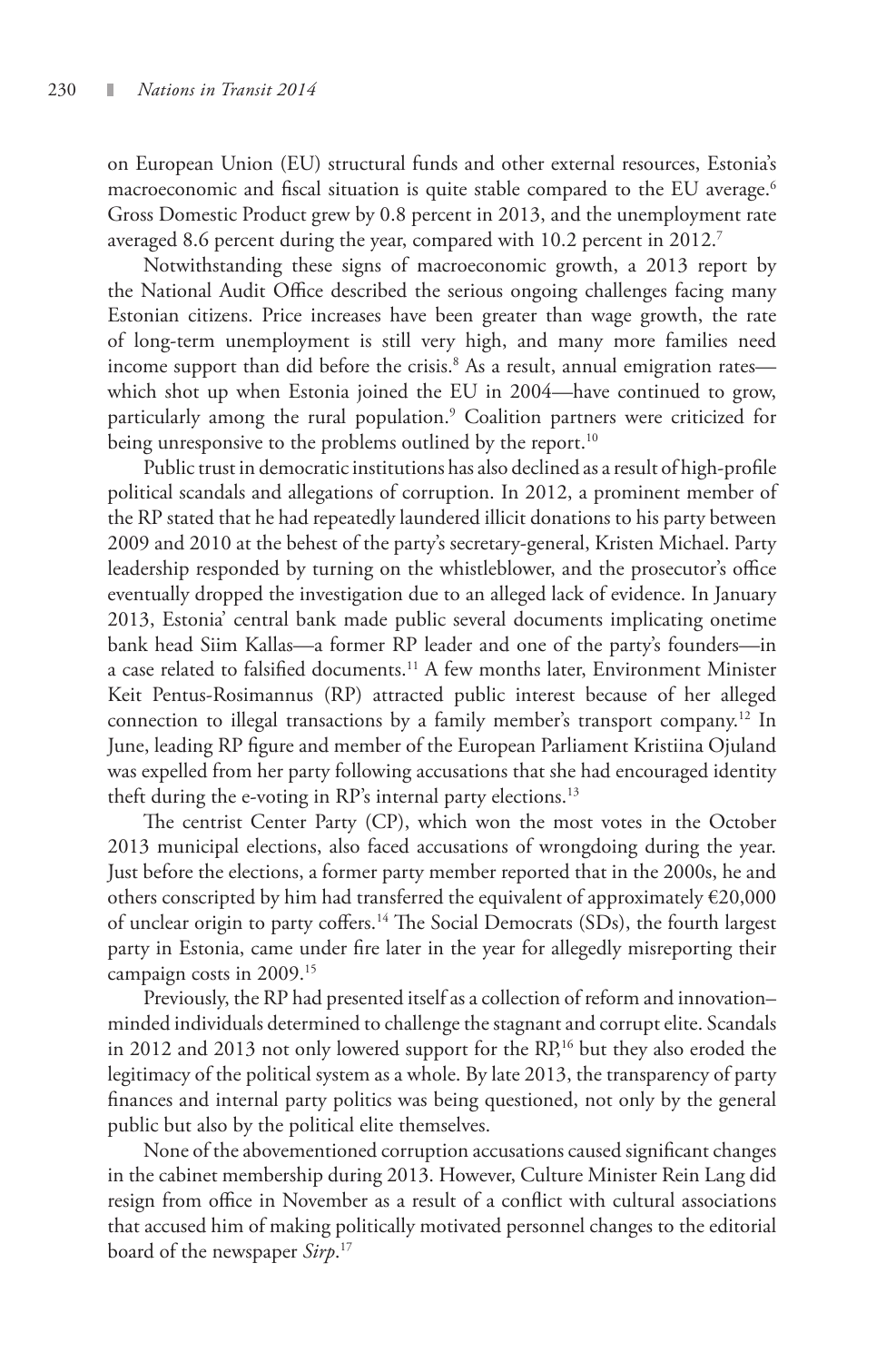on European Union (EU) structural funds and other external resources, Estonia's macroeconomic and fiscal situation is quite stable compared to the EU average.[6] Gross Domestic Product grew by 0.8 percent in 2013, and the unemployment rate averaged 8.6 percent during the year, compared with 10.2 percent in 2012.[7]

Notwithstanding these signs of macroeconomic growth, a 2013 report by the National Audit Office described the serious ongoing challenges facing many Estonian citizens. Price increases have been greater than wage growth, the rate of long-term unemployment is still very high, and many more families need income support than did before the crisis.[8] As a result, annual emigration rates—which shot up when Estonia joined the EU in 2004—have continued to grow, particularly among the rural population.[9] Coalition partners were criticized for being unresponsive to the problems outlined by the report.[10]

Public trust in democratic institutions has also declined as a result of high-profile political scandals and allegations of corruption. In 2012, a prominent member of the RP stated that he had repeatedly laundered illicit donations to his party between 2009 and 2010 at the behest of the party's secretary-general, Kristen Michael. Party leadership responded by turning on the whistleblower, and the prosecutor's office eventually dropped the investigation due to an alleged lack of evidence. In January 2013, Estonia' central bank made public several documents implicating onetime bank head Siim Kallas—a former RP leader and one of the party's founders—in a case related to falsified documents.[11] A few months later, Environment Minister Keit Pentus-Rosimannus (RP) attracted public interest because of her alleged connection to illegal transactions by a family member's transport company.[12] In June, leading RP figure and member of the European Parliament Kristiina Ojuland was expelled from her party following accusations that she had encouraged identity theft during the e-voting in RP's internal party elections.[13]

The centrist Center Party (CP), which won the most votes in the October 2013 municipal elections, also faced accusations of wrongdoing during the year. Just before the elections, a former party member reported that in the 2000s, he and others conscripted by him had transferred the equivalent of approximately €20,000 of unclear origin to party coffers.[14] The Social Democrats (SDs), the fourth largest party in Estonia, came under fire later in the year for allegedly misreporting their campaign costs in 2009.[15]

Previously, the RP had presented itself as a collection of reform and innovation–minded individuals determined to challenge the stagnant and corrupt elite. Scandals in 2012 and 2013 not only lowered support for the RP,[16] but they also eroded the legitimacy of the political system as a whole. By late 2013, the transparency of party finances and internal party politics was being questioned, not only by the general public but also by the political elite themselves.

None of the abovementioned corruption accusations caused significant changes in the cabinet membership during 2013. However, Culture Minister Rein Lang did resign from office in November as a result of a conflict with cultural associations that accused him of making politically motivated personnel changes to the editorial board of the newspaper *Sirp*.[17]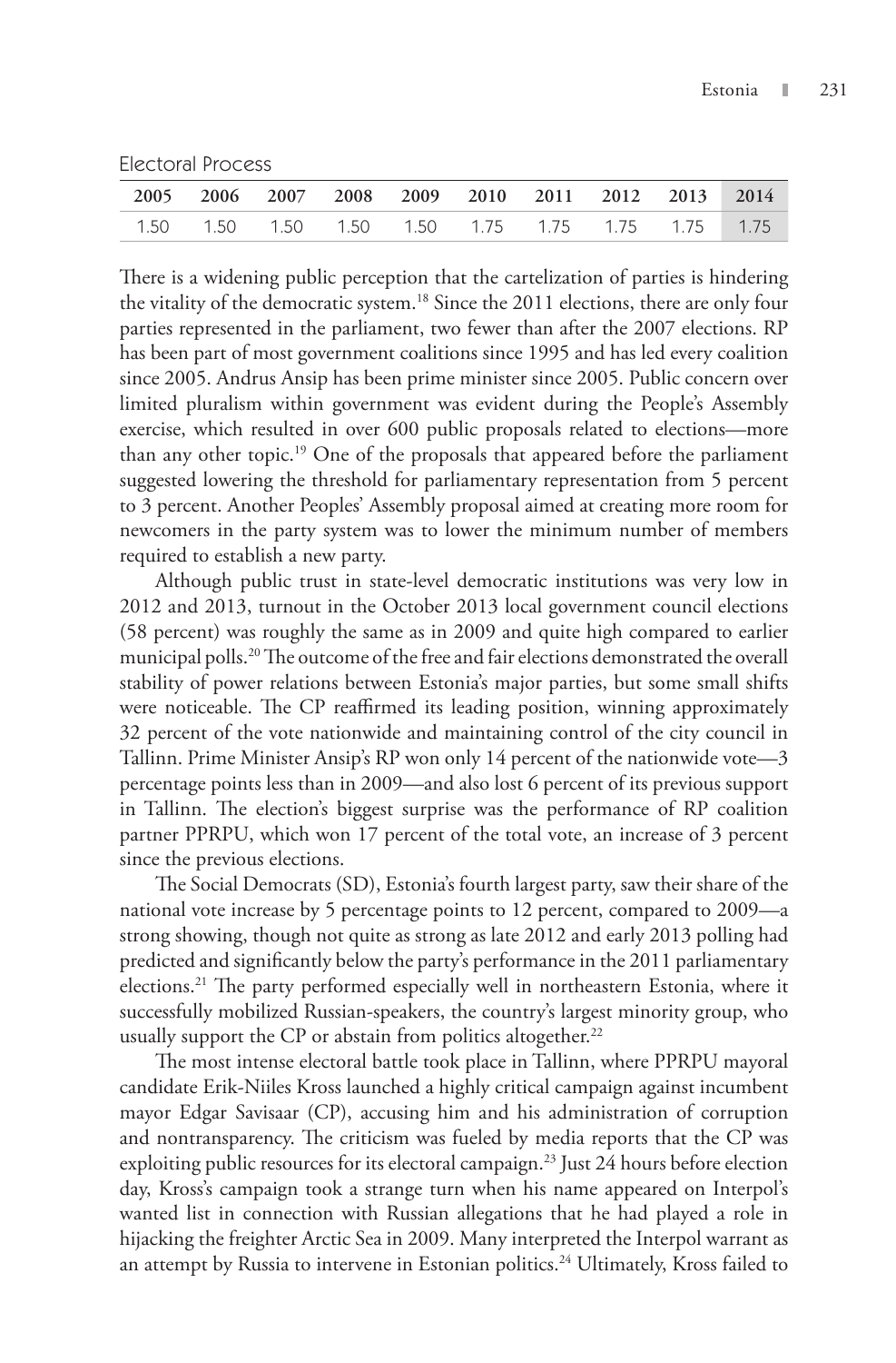Electoral Process

| 2005 | 2006 | 2007 | 2008 | 2009 | 2010 | 2011 | 2012 | 2013 | 2014 |
|---|---|---|---|---|---|---|---|---|---|
| 1.50 | 1.50 | 1.50 | 1.50 | 1.50 | 1.75 | 1.75 | 1.75 | 1.75 | 1.75 |

There is a widening public perception that the cartelization of parties is hindering the vitality of the democratic system.[18] Since the 2011 elections, there are only four parties represented in the parliament, two fewer than after the 2007 elections. RP has been part of most government coalitions since 1995 and has led every coalition since 2005. Andrus Ansip has been prime minister since 2005. Public concern over limited pluralism within government was evident during the People's Assembly exercise, which resulted in over 600 public proposals related to elections—more than any other topic.[19] One of the proposals that appeared before the parliament suggested lowering the threshold for parliamentary representation from 5 percent to 3 percent. Another Peoples' Assembly proposal aimed at creating more room for newcomers in the party system was to lower the minimum number of members required to establish a new party.

Although public trust in state-level democratic institutions was very low in 2012 and 2013, turnout in the October 2013 local government council elections (58 percent) was roughly the same as in 2009 and quite high compared to earlier municipal polls.[20] The outcome of the free and fair elections demonstrated the overall stability of power relations between Estonia's major parties, but some small shifts were noticeable. The CP reaffirmed its leading position, winning approximately 32 percent of the vote nationwide and maintaining control of the city council in Tallinn. Prime Minister Ansip's RP won only 14 percent of the nationwide vote—3 percentage points less than in 2009—and also lost 6 percent of its previous support in Tallinn. The election's biggest surprise was the performance of RP coalition partner PPRPU, which won 17 percent of the total vote, an increase of 3 percent since the previous elections.

The Social Democrats (SD), Estonia's fourth largest party, saw their share of the national vote increase by 5 percentage points to 12 percent, compared to 2009—a strong showing, though not quite as strong as late 2012 and early 2013 polling had predicted and significantly below the party's performance in the 2011 parliamentary elections.[21] The party performed especially well in northeastern Estonia, where it successfully mobilized Russian-speakers, the country's largest minority group, who usually support the CP or abstain from politics altogether.[22]

The most intense electoral battle took place in Tallinn, where PPRPU mayoral candidate Erik-Niiles Kross launched a highly critical campaign against incumbent mayor Edgar Savisaar (CP), accusing him and his administration of corruption and nontransparency. The criticism was fueled by media reports that the CP was exploiting public resources for its electoral campaign.[23] Just 24 hours before election day, Kross's campaign took a strange turn when his name appeared on Interpol's wanted list in connection with Russian allegations that he had played a role in hijacking the freighter Arctic Sea in 2009. Many interpreted the Interpol warrant as an attempt by Russia to intervene in Estonian politics.[24] Ultimately, Kross failed to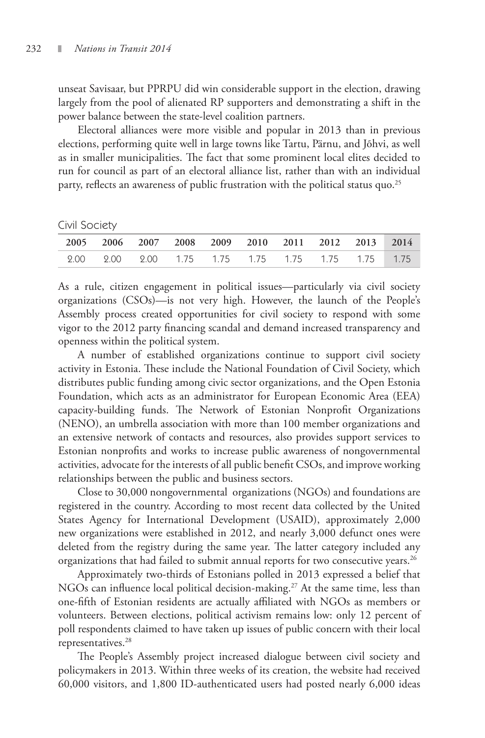unseat Savisaar, but PPRPU did win considerable support in the election, drawing largely from the pool of alienated RP supporters and demonstrating a shift in the power balance between the state-level coalition partners.

Electoral alliances were more visible and popular in 2013 than in previous elections, performing quite well in large towns like Tartu, Pärnu, and Jõhvi, as well as in smaller municipalities. The fact that some prominent local elites decided to run for council as part of an electoral alliance list, rather than with an individual party, reflects an awareness of public frustration with the political status quo.[25]

Civil Society

| 2005 | 2006 | 2007 | 2008 | 2009 | 2010 | 2011 | 2012 | 2013 | 2014 |
|---|---|---|---|---|---|---|---|---|---|
| 2.00 | 2.00 | 2.00 | 1.75 | 1.75 | 1.75 | 1.75 | 1.75 | 1.75 | 1.75 |

As a rule, citizen engagement in political issues—particularly via civil society organizations (CSOs)—is not very high. However, the launch of the People's Assembly process created opportunities for civil society to respond with some vigor to the 2012 party financing scandal and demand increased transparency and openness within the political system.

A number of established organizations continue to support civil society activity in Estonia. These include the National Foundation of Civil Society, which distributes public funding among civic sector organizations, and the Open Estonia Foundation, which acts as an administrator for European Economic Area (EEA) capacity-building funds. The Network of Estonian Nonprofit Organizations (NENO), an umbrella association with more than 100 member organizations and an extensive network of contacts and resources, also provides support services to Estonian nonprofits and works to increase public awareness of nongovernmental activities, advocate for the interests of all public benefit CSOs, and improve working relationships between the public and business sectors.

Close to 30,000 nongovernmental organizations (NGOs) and foundations are registered in the country. According to most recent data collected by the United States Agency for International Development (USAID), approximately 2,000 new organizations were established in 2012, and nearly 3,000 defunct ones were deleted from the registry during the same year. The latter category included any organizations that had failed to submit annual reports for two consecutive years.[26]

Approximately two-thirds of Estonians polled in 2013 expressed a belief that NGOs can influence local political decision-making.[27] At the same time, less than one-fifth of Estonian residents are actually affiliated with NGOs as members or volunteers. Between elections, political activism remains low: only 12 percent of poll respondents claimed to have taken up issues of public concern with their local representatives.[28]

The People's Assembly project increased dialogue between civil society and policymakers in 2013. Within three weeks of its creation, the website had received 60,000 visitors, and 1,800 ID-authenticated users had posted nearly 6,000 ideas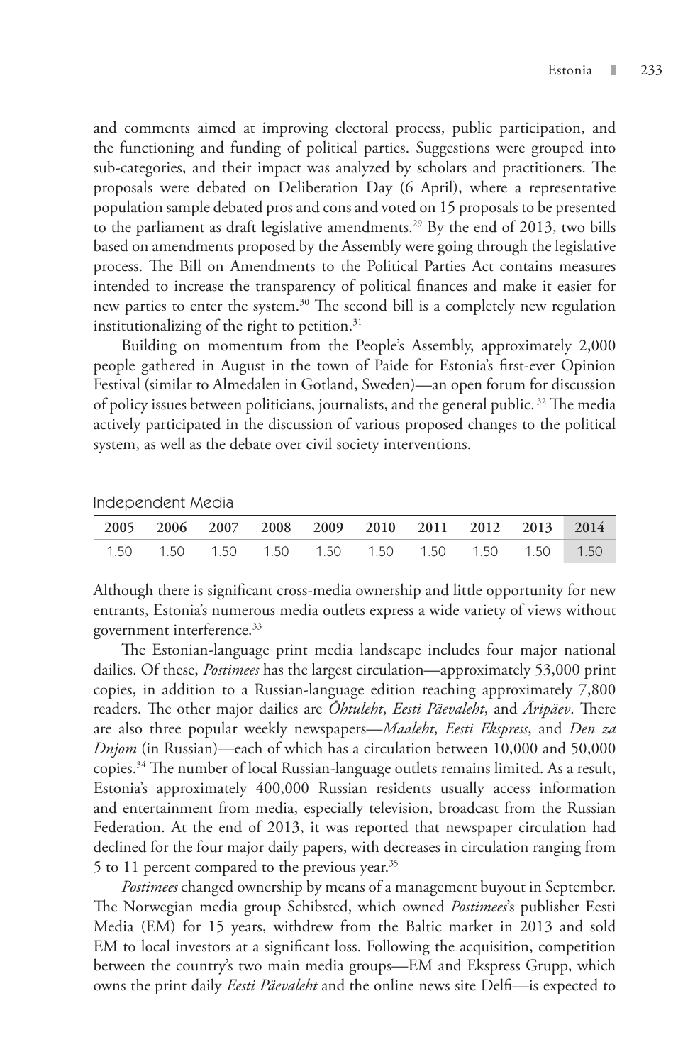and comments aimed at improving electoral process, public participation, and the functioning and funding of political parties. Suggestions were grouped into sub-categories, and their impact was analyzed by scholars and practitioners. The proposals were debated on Deliberation Day (6 April), where a representative population sample debated pros and cons and voted on 15 proposals to be presented to the parliament as draft legislative amendments.[29] By the end of 2013, two bills based on amendments proposed by the Assembly were going through the legislative process. The Bill on Amendments to the Political Parties Act contains measures intended to increase the transparency of political finances and make it easier for new parties to enter the system.[30] The second bill is a completely new regulation institutionalizing of the right to petition.[31]

Building on momentum from the People's Assembly, approximately 2,000 people gathered in August in the town of Paide for Estonia's first-ever Opinion Festival (similar to Almedalen in Gotland, Sweden)—an open forum for discussion of policy issues between politicians, journalists, and the general public.[32] The media actively participated in the discussion of various proposed changes to the political system, as well as the debate over civil society interventions.

## Independent Media

| 2005 | 2006 | 2007 | 2008 | 2009 | 2010 | 2011 | 2012 | 2013 | 2014 |
|---|---|---|---|---|---|---|---|---|---|
| 1.50 | 1.50 | 1.50 | 1.50 | 1.50 | 1.50 | 1.50 | 1.50 | 1.50 | 1.50 |

Although there is significant cross-media ownership and little opportunity for new entrants, Estonia's numerous media outlets express a wide variety of views without government interference.[33]

The Estonian-language print media landscape includes four major national dailies. Of these, *Postimees* has the largest circulation—approximately 53,000 print copies, in addition to a Russian-language edition reaching approximately 7,800 readers. The other major dailies are *Õhtuleht*, *Eesti Päevaleht*, and *Äripäev*. There are also three popular weekly newspapers—*Maaleht*, *Eesti Ekspress*, and *Den za Dnjom* (in Russian)—each of which has a circulation between 10,000 and 50,000 copies.[34] The number of local Russian-language outlets remains limited. As a result, Estonia's approximately 400,000 Russian residents usually access information and entertainment from media, especially television, broadcast from the Russian Federation. At the end of 2013, it was reported that newspaper circulation had declined for the four major daily papers, with decreases in circulation ranging from 5 to 11 percent compared to the previous year.[35]

*Postimees* changed ownership by means of a management buyout in September. The Norwegian media group Schibsted, which owned *Postimees*'s publisher Eesti Media (EM) for 15 years, withdrew from the Baltic market in 2013 and sold EM to local investors at a significant loss. Following the acquisition, competition between the country's two main media groups—EM and Ekspress Grupp, which owns the print daily *Eesti Päevaleht* and the online news site Delfi—is expected to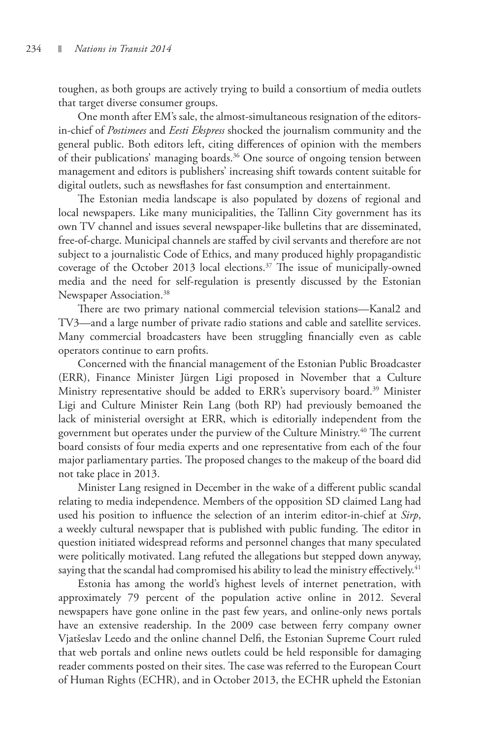toughen, as both groups are actively trying to build a consortium of media outlets that target diverse consumer groups.

One month after EM's sale, the almost-simultaneous resignation of the editors-in-chief of *Postimees* and *Eesti Ekspress* shocked the journalism community and the general public. Both editors left, citing differences of opinion with the members of their publications' managing boards.[36] One source of ongoing tension between management and editors is publishers' increasing shift towards content suitable for digital outlets, such as newsflashes for fast consumption and entertainment.

The Estonian media landscape is also populated by dozens of regional and local newspapers. Like many municipalities, the Tallinn City government has its own TV channel and issues several newspaper-like bulletins that are disseminated, free-of-charge. Municipal channels are staffed by civil servants and therefore are not subject to a journalistic Code of Ethics, and many produced highly propagandistic coverage of the October 2013 local elections.[37] The issue of municipally-owned media and the need for self-regulation is presently discussed by the Estonian Newspaper Association.[38]

There are two primary national commercial television stations—Kanal2 and TV3—and a large number of private radio stations and cable and satellite services. Many commercial broadcasters have been struggling financially even as cable operators continue to earn profits.

Concerned with the financial management of the Estonian Public Broadcaster (ERR), Finance Minister Jürgen Ligi proposed in November that a Culture Ministry representative should be added to ERR's supervisory board.[39] Minister Ligi and Culture Minister Rein Lang (both RP) had previously bemoaned the lack of ministerial oversight at ERR, which is editorially independent from the government but operates under the purview of the Culture Ministry.[40] The current board consists of four media experts and one representative from each of the four major parliamentary parties. The proposed changes to the makeup of the board did not take place in 2013.

Minister Lang resigned in December in the wake of a different public scandal relating to media independence. Members of the opposition SD claimed Lang had used his position to influence the selection of an interim editor-in-chief at *Sirp*, a weekly cultural newspaper that is published with public funding. The editor in question initiated widespread reforms and personnel changes that many speculated were politically motivated. Lang refuted the allegations but stepped down anyway, saying that the scandal had compromised his ability to lead the ministry effectively.[41]

Estonia has among the world's highest levels of internet penetration, with approximately 79 percent of the population active online in 2012. Several newspapers have gone online in the past few years, and online-only news portals have an extensive readership. In the 2009 case between ferry company owner Vjatšeslav Leedo and the online channel Delfi, the Estonian Supreme Court ruled that web portals and online news outlets could be held responsible for damaging reader comments posted on their sites. The case was referred to the European Court of Human Rights (ECHR), and in October 2013, the ECHR upheld the Estonian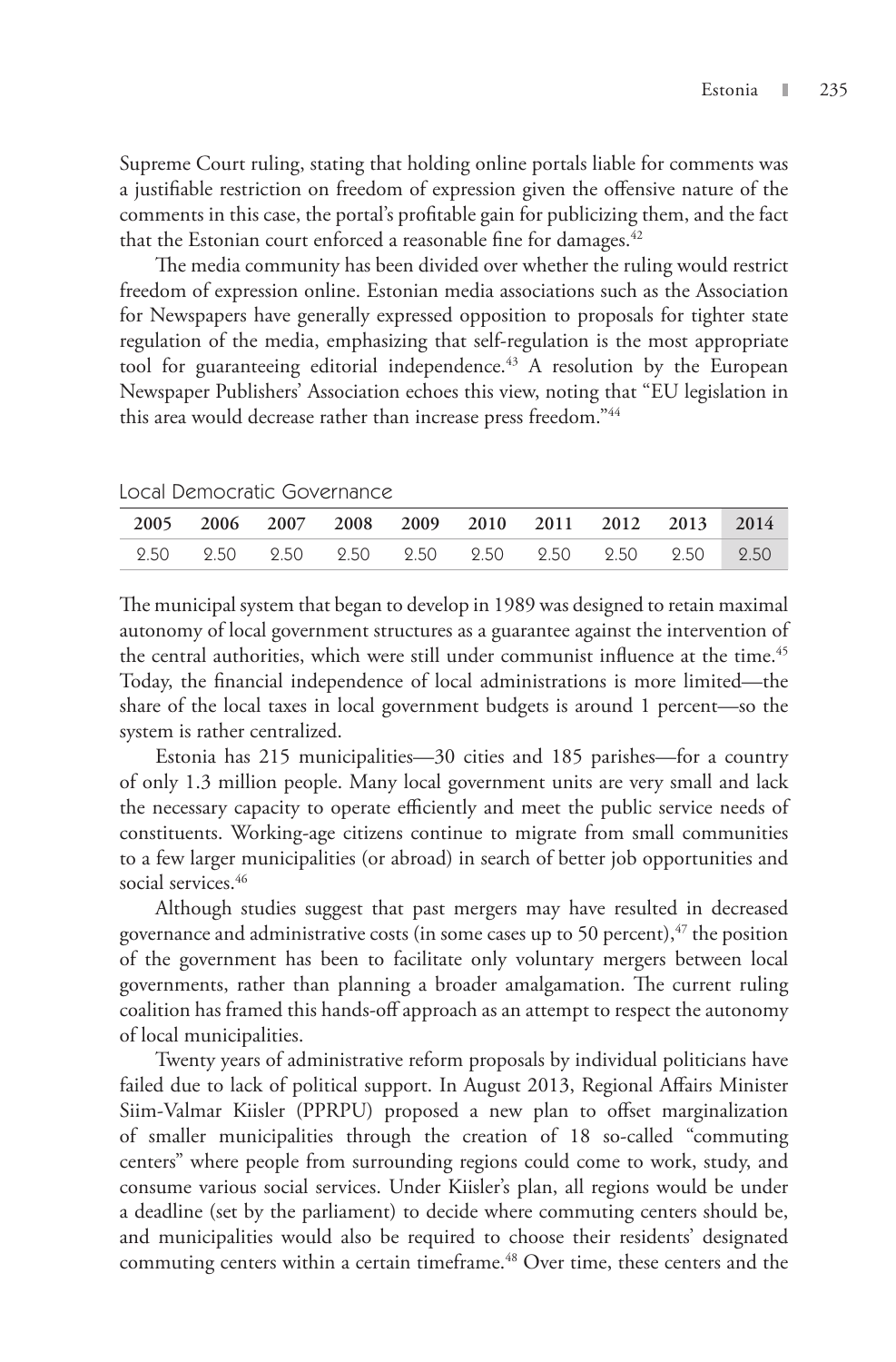Supreme Court ruling, stating that holding online portals liable for comments was a justifiable restriction on freedom of expression given the offensive nature of the comments in this case, the portal's profitable gain for publicizing them, and the fact that the Estonian court enforced a reasonable fine for damages.[42]

The media community has been divided over whether the ruling would restrict freedom of expression online. Estonian media associations such as the Association for Newspapers have generally expressed opposition to proposals for tighter state regulation of the media, emphasizing that self-regulation is the most appropriate tool for guaranteeing editorial independence.[43] A resolution by the European Newspaper Publishers' Association echoes this view, noting that "EU legislation in this area would decrease rather than increase press freedom."[44]

## Local Democratic Governance

| 2005 | 2006 | 2007 | 2008 | 2009 | 2010 | 2011 | 2012 | 2013 | 2014 |
|---|---|---|---|---|---|---|---|---|---|
| 2.50 | 2.50 | 2.50 | 2.50 | 2.50 | 2.50 | 2.50 | 2.50 | 2.50 | 2.50 |

The municipal system that began to develop in 1989 was designed to retain maximal autonomy of local government structures as a guarantee against the intervention of the central authorities, which were still under communist influence at the time.[45] Today, the financial independence of local administrations is more limited—the share of the local taxes in local government budgets is around 1 percent—so the system is rather centralized.

Estonia has 215 municipalities—30 cities and 185 parishes—for a country of only 1.3 million people. Many local government units are very small and lack the necessary capacity to operate efficiently and meet the public service needs of constituents. Working-age citizens continue to migrate from small communities to a few larger municipalities (or abroad) in search of better job opportunities and social services.[46]

Although studies suggest that past mergers may have resulted in decreased governance and administrative costs (in some cases up to 50 percent),[47] the position of the government has been to facilitate only voluntary mergers between local governments, rather than planning a broader amalgamation. The current ruling coalition has framed this hands-off approach as an attempt to respect the autonomy of local municipalities.

Twenty years of administrative reform proposals by individual politicians have failed due to lack of political support. In August 2013, Regional Affairs Minister Siim-Valmar Kiisler (PPRPU) proposed a new plan to offset marginalization of smaller municipalities through the creation of 18 so-called "commuting centers" where people from surrounding regions could come to work, study, and consume various social services. Under Kiisler's plan, all regions would be under a deadline (set by the parliament) to decide where commuting centers should be, and municipalities would also be required to choose their residents' designated commuting centers within a certain timeframe.[48] Over time, these centers and the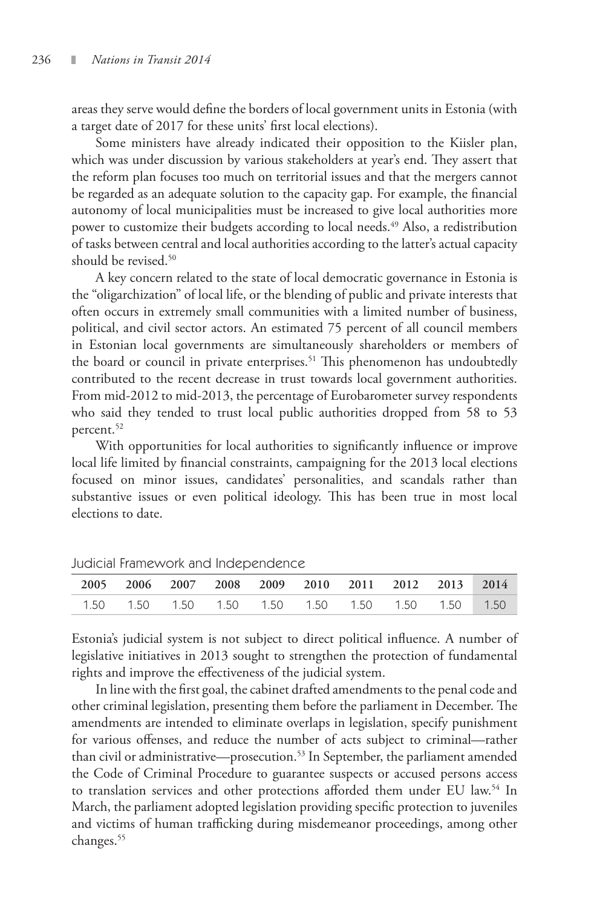areas they serve would define the borders of local government units in Estonia (with a target date of 2017 for these units' first local elections).

Some ministers have already indicated their opposition to the Kiisler plan, which was under discussion by various stakeholders at year's end. They assert that the reform plan focuses too much on territorial issues and that the mergers cannot be regarded as an adequate solution to the capacity gap. For example, the financial autonomy of local municipalities must be increased to give local authorities more power to customize their budgets according to local needs.[49] Also, a redistribution of tasks between central and local authorities according to the latter's actual capacity should be revised.[50]

A key concern related to the state of local democratic governance in Estonia is the "oligarchization" of local life, or the blending of public and private interests that often occurs in extremely small communities with a limited number of business, political, and civil sector actors. An estimated 75 percent of all council members in Estonian local governments are simultaneously shareholders or members of the board or council in private enterprises.[51] This phenomenon has undoubtedly contributed to the recent decrease in trust towards local government authorities. From mid-2012 to mid-2013, the percentage of Eurobarometer survey respondents who said they tended to trust local public authorities dropped from 58 to 53 percent.[52]

With opportunities for local authorities to significantly influence or improve local life limited by financial constraints, campaigning for the 2013 local elections focused on minor issues, candidates' personalities, and scandals rather than substantive issues or even political ideology. This has been true in most local elections to date.

## Judicial Framework and Independence

| 2005 | 2006 | 2007 | 2008 | 2009 | 2010 | 2011 | 2012 | 2013 | 2014 |
|---|---|---|---|---|---|---|---|---|---|
| 1.50 | 1.50 | 1.50 | 1.50 | 1.50 | 1.50 | 1.50 | 1.50 | 1.50 | 1.50 |

Estonia's judicial system is not subject to direct political influence. A number of legislative initiatives in 2013 sought to strengthen the protection of fundamental rights and improve the effectiveness of the judicial system.

In line with the first goal, the cabinet drafted amendments to the penal code and other criminal legislation, presenting them before the parliament in December. The amendments are intended to eliminate overlaps in legislation, specify punishment for various offenses, and reduce the number of acts subject to criminal—rather than civil or administrative—prosecution.[53] In September, the parliament amended the Code of Criminal Procedure to guarantee suspects or accused persons access to translation services and other protections afforded them under EU law.[54] In March, the parliament adopted legislation providing specific protection to juveniles and victims of human trafficking during misdemeanor proceedings, among other changes.[55]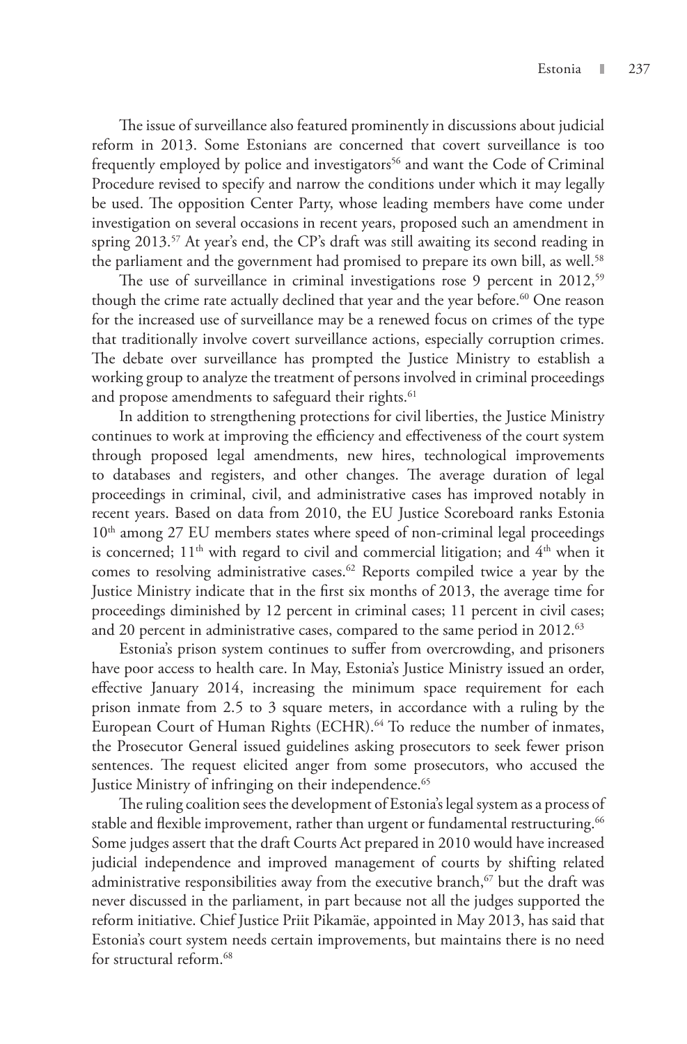The issue of surveillance also featured prominently in discussions about judicial reform in 2013. Some Estonians are concerned that covert surveillance is too frequently employed by police and investigators[56] and want the Code of Criminal Procedure revised to specify and narrow the conditions under which it may legally be used. The opposition Center Party, whose leading members have come under investigation on several occasions in recent years, proposed such an amendment in spring 2013.[57] At year's end, the CP's draft was still awaiting its second reading in the parliament and the government had promised to prepare its own bill, as well.[58]

The use of surveillance in criminal investigations rose 9 percent in 2012,[59] though the crime rate actually declined that year and the year before.[60] One reason for the increased use of surveillance may be a renewed focus on crimes of the type that traditionally involve covert surveillance actions, especially corruption crimes. The debate over surveillance has prompted the Justice Ministry to establish a working group to analyze the treatment of persons involved in criminal proceedings and propose amendments to safeguard their rights.[61]

In addition to strengthening protections for civil liberties, the Justice Ministry continues to work at improving the efficiency and effectiveness of the court system through proposed legal amendments, new hires, technological improvements to databases and registers, and other changes. The average duration of legal proceedings in criminal, civil, and administrative cases has improved notably in recent years. Based on data from 2010, the EU Justice Scoreboard ranks Estonia 10th among 27 EU members states where speed of non-criminal legal proceedings is concerned; 11th with regard to civil and commercial litigation; and 4th when it comes to resolving administrative cases.[62] Reports compiled twice a year by the Justice Ministry indicate that in the first six months of 2013, the average time for proceedings diminished by 12 percent in criminal cases; 11 percent in civil cases; and 20 percent in administrative cases, compared to the same period in 2012.[63]

Estonia's prison system continues to suffer from overcrowding, and prisoners have poor access to health care. In May, Estonia's Justice Ministry issued an order, effective January 2014, increasing the minimum space requirement for each prison inmate from 2.5 to 3 square meters, in accordance with a ruling by the European Court of Human Rights (ECHR).[64] To reduce the number of inmates, the Prosecutor General issued guidelines asking prosecutors to seek fewer prison sentences. The request elicited anger from some prosecutors, who accused the Justice Ministry of infringing on their independence.[65]

The ruling coalition sees the development of Estonia's legal system as a process of stable and flexible improvement, rather than urgent or fundamental restructuring.[66] Some judges assert that the draft Courts Act prepared in 2010 would have increased judicial independence and improved management of courts by shifting related administrative responsibilities away from the executive branch,[67] but the draft was never discussed in the parliament, in part because not all the judges supported the reform initiative. Chief Justice Priit Pikamäe, appointed in May 2013, has said that Estonia's court system needs certain improvements, but maintains there is no need for structural reform.[68]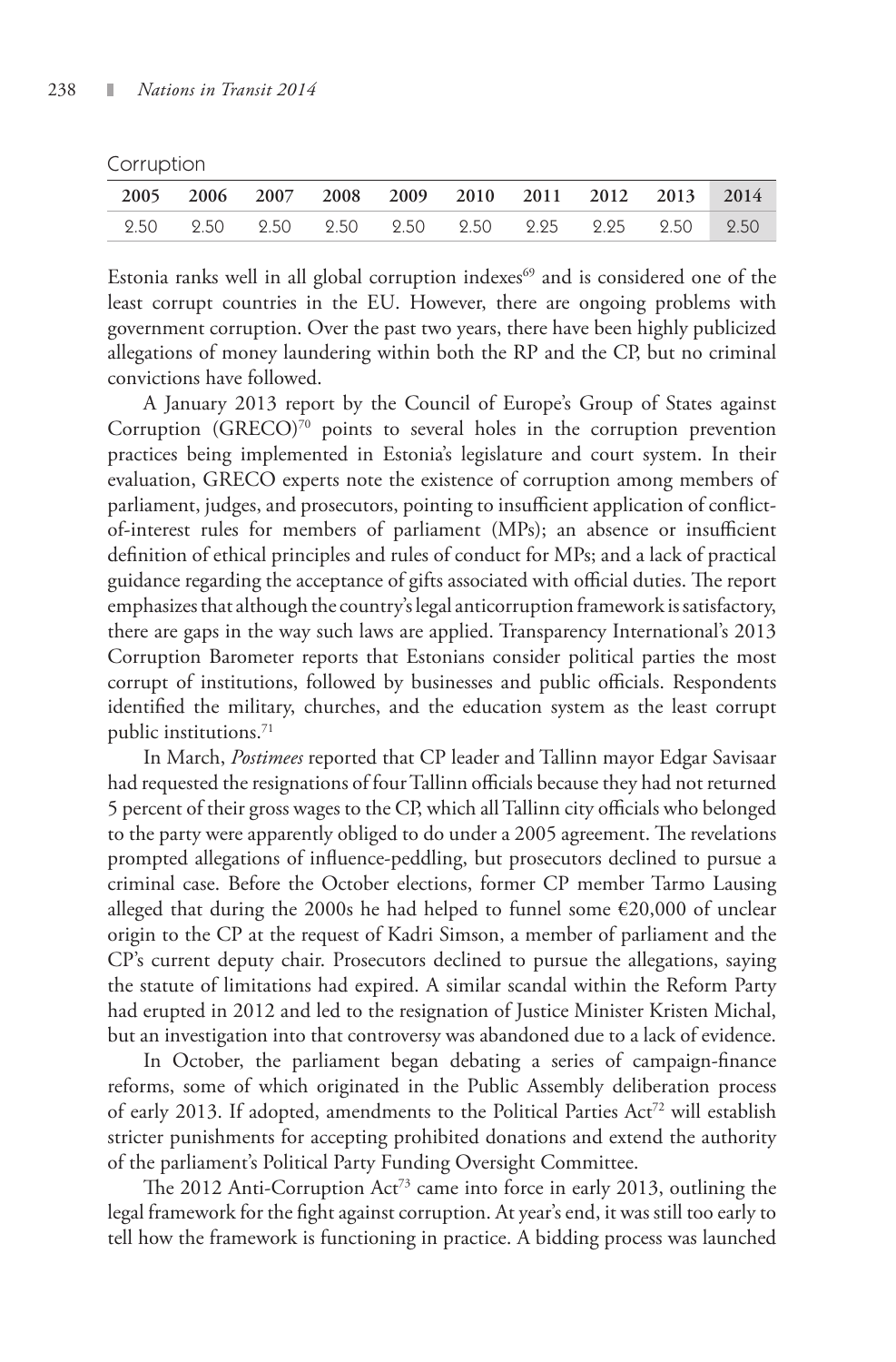Corruption

| 2005 | 2006 | 2007 | 2008 | 2009 | 2010 | 2011 | 2012 | 2013 | 2014 |
|---|---|---|---|---|---|---|---|---|---|
| 2.50 | 2.50 | 2.50 | 2.50 | 2.50 | 2.50 | 2.25 | 2.25 | 2.50 | 2.50 |

Estonia ranks well in all global corruption indexes[69] and is considered one of the least corrupt countries in the EU. However, there are ongoing problems with government corruption. Over the past two years, there have been highly publicized allegations of money laundering within both the RP and the CP, but no criminal convictions have followed.

A January 2013 report by the Council of Europe's Group of States against Corruption (GRECO)[70] points to several holes in the corruption prevention practices being implemented in Estonia's legislature and court system. In their evaluation, GRECO experts note the existence of corruption among members of parliament, judges, and prosecutors, pointing to insufficient application of conflict-of-interest rules for members of parliament (MPs); an absence or insufficient definition of ethical principles and rules of conduct for MPs; and a lack of practical guidance regarding the acceptance of gifts associated with official duties. The report emphasizes that although the country's legal anticorruption framework is satisfactory, there are gaps in the way such laws are applied. Transparency International's 2013 Corruption Barometer reports that Estonians consider political parties the most corrupt of institutions, followed by businesses and public officials. Respondents identified the military, churches, and the education system as the least corrupt public institutions.[71]

In March, *Postimees* reported that CP leader and Tallinn mayor Edgar Savisaar had requested the resignations of four Tallinn officials because they had not returned 5 percent of their gross wages to the CP, which all Tallinn city officials who belonged to the party were apparently obliged to do under a 2005 agreement. The revelations prompted allegations of influence-peddling, but prosecutors declined to pursue a criminal case. Before the October elections, former CP member Tarmo Lausing alleged that during the 2000s he had helped to funnel some €20,000 of unclear origin to the CP at the request of Kadri Simson, a member of parliament and the CP's current deputy chair. Prosecutors declined to pursue the allegations, saying the statute of limitations had expired. A similar scandal within the Reform Party had erupted in 2012 and led to the resignation of Justice Minister Kristen Michal, but an investigation into that controversy was abandoned due to a lack of evidence.

In October, the parliament began debating a series of campaign-finance reforms, some of which originated in the Public Assembly deliberation process of early 2013. If adopted, amendments to the Political Parties Act[72] will establish stricter punishments for accepting prohibited donations and extend the authority of the parliament's Political Party Funding Oversight Committee.

The 2012 Anti-Corruption Act[73] came into force in early 2013, outlining the legal framework for the fight against corruption. At year's end, it was still too early to tell how the framework is functioning in practice. A bidding process was launched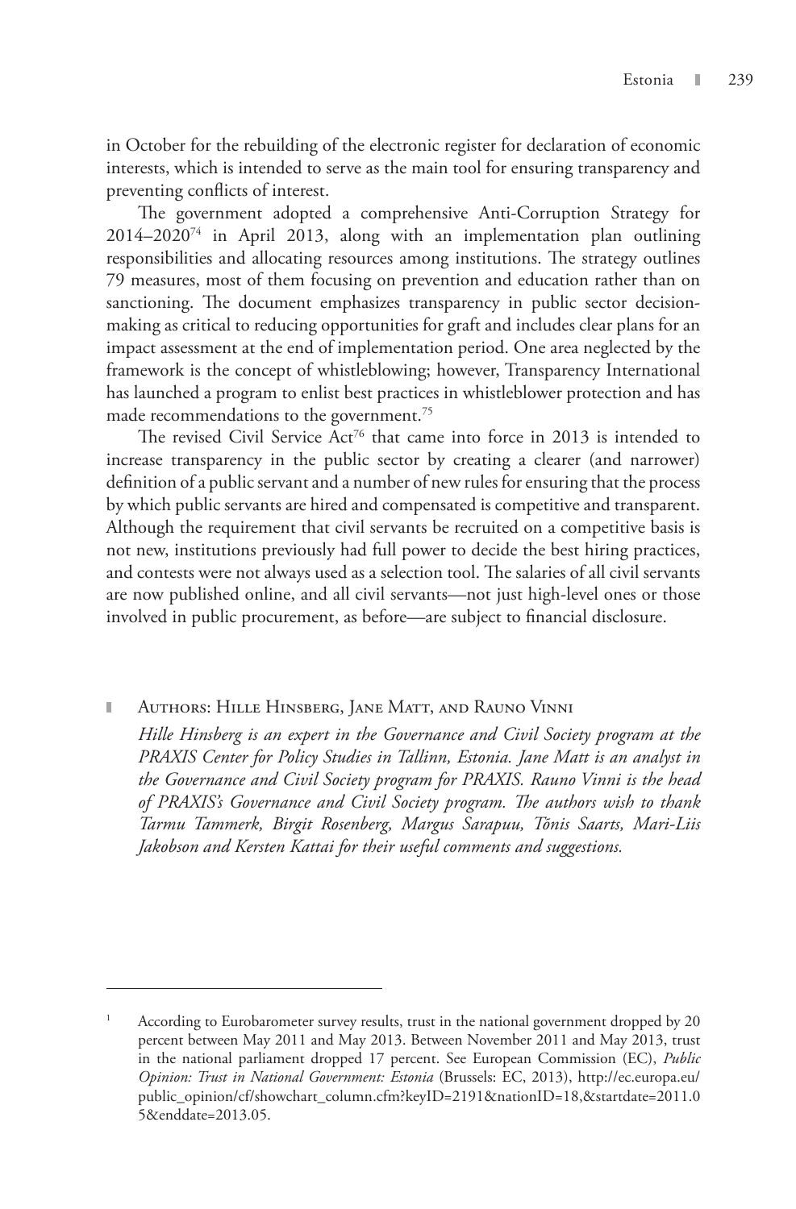in October for the rebuilding of the electronic register for declaration of economic interests, which is intended to serve as the main tool for ensuring transparency and preventing conflicts of interest.

The government adopted a comprehensive Anti-Corruption Strategy for 2014–2020[74] in April 2013, along with an implementation plan outlining responsibilities and allocating resources among institutions. The strategy outlines 79 measures, most of them focusing on prevention and education rather than on sanctioning. The document emphasizes transparency in public sector decision-making as critical to reducing opportunities for graft and includes clear plans for an impact assessment at the end of implementation period. One area neglected by the framework is the concept of whistleblowing; however, Transparency International has launched a program to enlist best practices in whistleblower protection and has made recommendations to the government.[75]

The revised Civil Service Act[76] that came into force in 2013 is intended to increase transparency in the public sector by creating a clearer (and narrower) definition of a public servant and a number of new rules for ensuring that the process by which public servants are hired and compensated is competitive and transparent. Although the requirement that civil servants be recruited on a competitive basis is not new, institutions previously had full power to decide the best hiring practices, and contests were not always used as a selection tool. The salaries of all civil servants are now published online, and all civil servants—not just high-level ones or those involved in public procurement, as before—are subject to financial disclosure.

## Authors: Hille Hinsberg, Jane Matt, and Rauno Vinni

*Hille Hinsberg is an expert in the Governance and Civil Society program at the PRAXIS Center for Policy Studies in Tallinn, Estonia. Jane Matt is an analyst in the Governance and Civil Society program for PRAXIS. Rauno Vinni is the head of PRAXIS's Governance and Civil Society program. The authors wish to thank Tarmu Tammerk, Birgit Rosenberg, Margus Sarapuu, Tõnis Saarts, Mari-Liis Jakobson and Kersten Kattai for their useful comments and suggestions.*

---

[1] According to Eurobarometer survey results, trust in the national government dropped by 20 percent between May 2011 and May 2013. Between November 2011 and May 2013, trust in the national parliament dropped 17 percent. See European Commission (EC), *Public Opinion: Trust in National Government: Estonia* (Brussels: EC, 2013), http://ec.europa.eu/public_opinion/cf/showchart_column.cfm?keyID=2191&nationID=18,&startdate=2011.05&enddate=2013.05.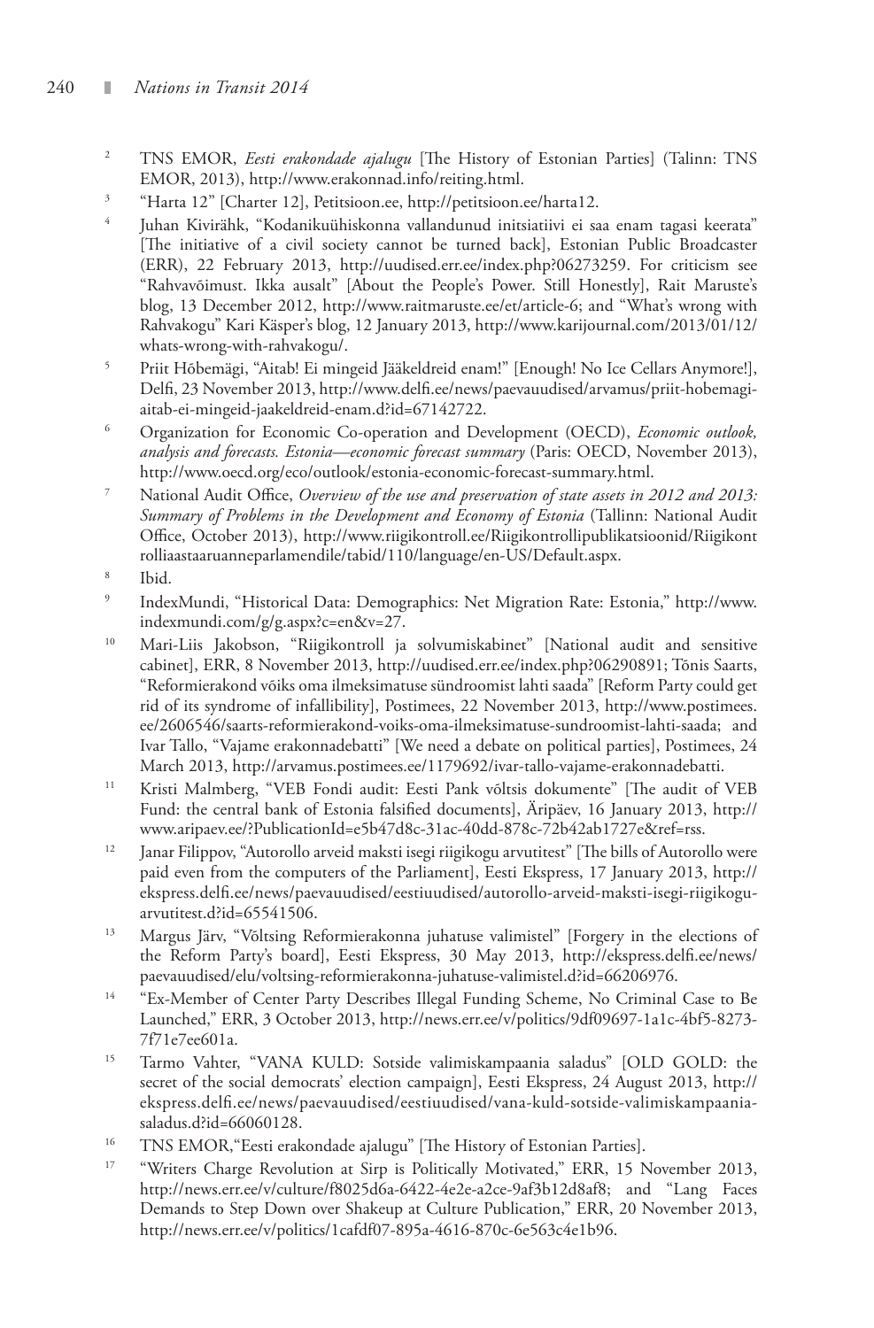2. TNS EMOR, *Eesti erakondade ajalugu* [The History of Estonian Parties] (Talinn: TNS EMOR, 2013), http://www.erakonnad.info/reiting.html.
3. "Harta 12" [Charter 12], Petitsioon.ee, http://petitsioon.ee/harta12.
4. Juhan Kivirähk, "Kodanikuühiskonna vallandunud initsiatiivi ei saa enam tagasi keerata" [The initiative of a civil society cannot be turned back], Estonian Public Broadcaster (ERR), 22 February 2013, http://uudised.err.ee/index.php?06273259. For criticism see "Rahvavõimust. Ikka ausalt" [About the People's Power. Still Honestly], Rait Maruste's blog, 13 December 2012, http://www.raitmaruste.ee/et/article-6; and "What's wrong with Rahvakogu" Kari Käsper's blog, 12 January 2013, http://www.karijournal.com/2013/01/12/whats-wrong-with-rahvakogu/.
5. Priit Hõbemägi, "Aitab! Ei mingeid Jääkeldreid enam!" [Enough! No Ice Cellars Anymore!], Delfi, 23 November 2013, http://www.delfi.ee/news/paevauudised/arvamus/priit-hobemagi-aitab-ei-mingeid-jaakeldreid-enam.d?id=67142722.
6. Organization for Economic Co-operation and Development (OECD), *Economic outlook, analysis and forecasts. Estonia—economic forecast summary* (Paris: OECD, November 2013), http://www.oecd.org/eco/outlook/estonia-economic-forecast-summary.html.
7. National Audit Office, *Overview of the use and preservation of state assets in 2012 and 2013: Summary of Problems in the Development and Economy of Estonia* (Tallinn: National Audit Office, October 2013), http://www.riigikontroll.ee/Riigikontrollipublikatsioonid/Riigikontrolliaastaaruanneparlamendile/tabid/110/language/en-US/Default.aspx.
8. Ibid.
9. IndexMundi, "Historical Data: Demographics: Net Migration Rate: Estonia," http://www.indexmundi.com/g/g.aspx?c=en&v=27.
10. Mari-Liis Jakobson, "Riigikontroll ja solvumiskabinet" [National audit and sensitive cabinet], ERR, 8 November 2013, http://uudised.err.ee/index.php?06290891; Tõnis Saarts, "Reformierakond võiks oma ilmeksimatuse sündroomist lahti saada" [Reform Party could get rid of its syndrome of infallibility], Postimees, 22 November 2013, http://www.postimees.ee/2606546/saarts-reformierakond-voiks-oma-ilmeksimatuse-sundroomist-lahti-saada; and Ivar Tallo, "Vajame erakonnadebatti" [We need a debate on political parties], Postimees, 24 March 2013, http://arvamus.postimees.ee/1179692/ivar-tallo-vajame-erakonnadebatti.
11. Kristi Malmberg, "VEB Fondi audit: Eesti Pank võltsis dokumente" [The audit of VEB Fund: the central bank of Estonia falsified documents], Äripäev, 16 January 2013, http://www.aripaev.ee/?PublicationId=e5b47d8c-31ac-40dd-878c-72b42ab1727e&ref=rss.
12. Janar Filippov, "Autorollo arveid maksti isegi riigikogu arvutitest" [The bills of Autorollo were paid even from the computers of the Parliament], Eesti Ekspress, 17 January 2013, http://ekspress.delfi.ee/news/paevauudised/eestiuudised/autorollo-arveid-maksti-isegi-riigikogu-arvutitest.d?id=65541506.
13. Margus Järv, "Võltsing Reformierakonna juhatuse valimistel" [Forgery in the elections of the Reform Party's board], Eesti Ekspress, 30 May 2013, http://ekspress.delfi.ee/news/paevauudised/elu/voltsing-reformierakonna-juhatuse-valimistel.d?id=66206976.
14. "Ex-Member of Center Party Describes Illegal Funding Scheme, No Criminal Case to Be Launched," ERR, 3 October 2013, http://news.err.ee/v/politics/9df09697-1a1c-4bf5-8273-7f71e7ee601a.
15. Tarmo Vahter, "VANA KULD: Sotside valimiskampaania saladus" [OLD GOLD: the secret of the social democrats' election campaign], Eesti Ekspress, 24 August 2013, http://ekspress.delfi.ee/news/paevauudised/eestiuudised/vana-kuld-sotside-valimiskampaania-saladus.d?id=66060128.
16. TNS EMOR,"Eesti erakondade ajalugu" [The History of Estonian Parties].
17. "Writers Charge Revolution at Sirp is Politically Motivated," ERR, 15 November 2013, http://news.err.ee/v/culture/f8025d6a-6422-4e2e-a2ce-9af3b12d8af8; and "Lang Faces Demands to Step Down over Shakeup at Culture Publication," ERR, 20 November 2013, http://news.err.ee/v/politics/1cafdf07-895a-4616-870c-6e563c4e1b96.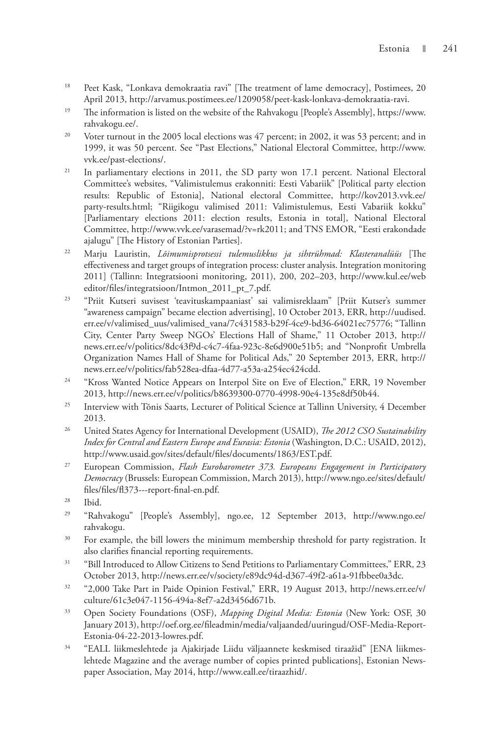18 Peet Kask, "Lonkava demokraatia ravi" [The treatment of lame democracy], Postimees, 20 April 2013, http://arvamus.postimees.ee/1209058/peet-kask-lonkava-demokraatia-ravi.

19 The information is listed on the website of the Rahvakogu [People's Assembly], https://www.rahvakogu.ee/.

20 Voter turnout in the 2005 local elections was 47 percent; in 2002, it was 53 percent; and in 1999, it was 50 percent. See "Past Elections," National Electoral Committee, http://www.vvk.ee/past-elections/.

21 In parliamentary elections in 2011, the SD party won 17.1 percent. National Electoral Committee's websites, "Valimistulemus erakonniti: Eesti Vabariik" [Political party election results: Republic of Estonia], National electoral Committee, http://kov2013.vvk.ee/party-results.html; "Riigikogu valimised 2011: Valimistulemus, Eesti Vabariik kokku" [Parliamentary elections 2011: election results, Estonia in total], National Electoral Committee, http://www.vvk.ee/varasemad/?v=rk2011; and TNS EMOR, "Eesti erakondade ajalugu" [The History of Estonian Parties].

22 Marju Lauristin, *Lõimumisprotsessi tulemuslikkus ja sihtrühmad: Klasteranalüüs* [The effectiveness and target groups of integration process: cluster analysis. Integration monitoring 2011] (Tallinn: Integratsiooni monitoring, 2011), 200, 202–203, http://www.kul.ee/webeditor/files/integratsioon/Intmon_2011_pt_7.pdf.

23 "Priit Kutseri suvisest 'teavituskampaaniast' sai valimisreklaam" [Priit Kutser's summer "awareness campaign" became election advertising], 10 October 2013, ERR, http://uudised.err.ee/v/valimised_uus/valimised_vana/7c431583-b29f-4ce9-bd36-64021ec75776; "Tallinn City, Center Party Sweep NGOs' Elections Hall of Shame," 11 October 2013, http://news.err.ee/v/politics/8dc43f9d-c4c7-4faa-923c-8e6d900e51b5; and "Nonprofit Umbrella Organization Names Hall of Shame for Political Ads," 20 September 2013, ERR, http://news.err.ee/v/politics/fab528ea-dfaa-4d77-a53a-a254ec424cdd.

24 "Kross Wanted Notice Appears on Interpol Site on Eve of Election," ERR, 19 November 2013, http://news.err.ee/v/politics/b8639300-0770-4998-90e4-135e8df50b44.

25 Interview with Tõnis Saarts, Lecturer of Political Science at Tallinn University, 4 December 2013.

26 United States Agency for International Development (USAID), *The 2012 CSO Sustainability Index for Central and Eastern Europe and Eurasia: Estonia* (Washington, D.C.: USAID, 2012), http://www.usaid.gov/sites/default/files/documents/1863/EST.pdf.

27 European Commission, *Flash Eurobarometer 373. Europeans Engagement in Participatory Democracy* (Brussels: European Commission, March 2013), http://www.ngo.ee/sites/default/files/files/fl373---report-final-en.pdf.

28 Ibid.

29 "Rahvakogu" [People's Assembly], ngo.ee, 12 September 2013, http://www.ngo.ee/rahvakogu.

30 For example, the bill lowers the minimum membership threshold for party registration. It also clarifies financial reporting requirements.

31 "Bill Introduced to Allow Citizens to Send Petitions to Parliamentary Committees," ERR, 23 October 2013, http://news.err.ee/v/society/e89dc94d-d367-49f2-a61a-91fbbee0a3dc.

32 "2,000 Take Part in Paide Opinion Festival," ERR, 19 August 2013, http://news.err.ee/v/culture/61c3e047-1156-494a-8ef7-a2d3456d671b.

33 Open Society Foundations (OSF), *Mapping Digital Media: Estonia* (New York: OSF, 30 January 2013), http://oef.org.ee/fileadmin/media/valjaanded/uuringud/OSF-Media-Report-Estonia-04-22-2013-lowres.pdf.

34 "EALL liikmeslehtede ja Ajakirjade Liidu väljaannete keskmised tiraažid" [ENA liikmeslehtede Magazine and the average number of copies printed publications], Estonian Newspaper Association, May 2014, http://www.eall.ee/tiraazhid/.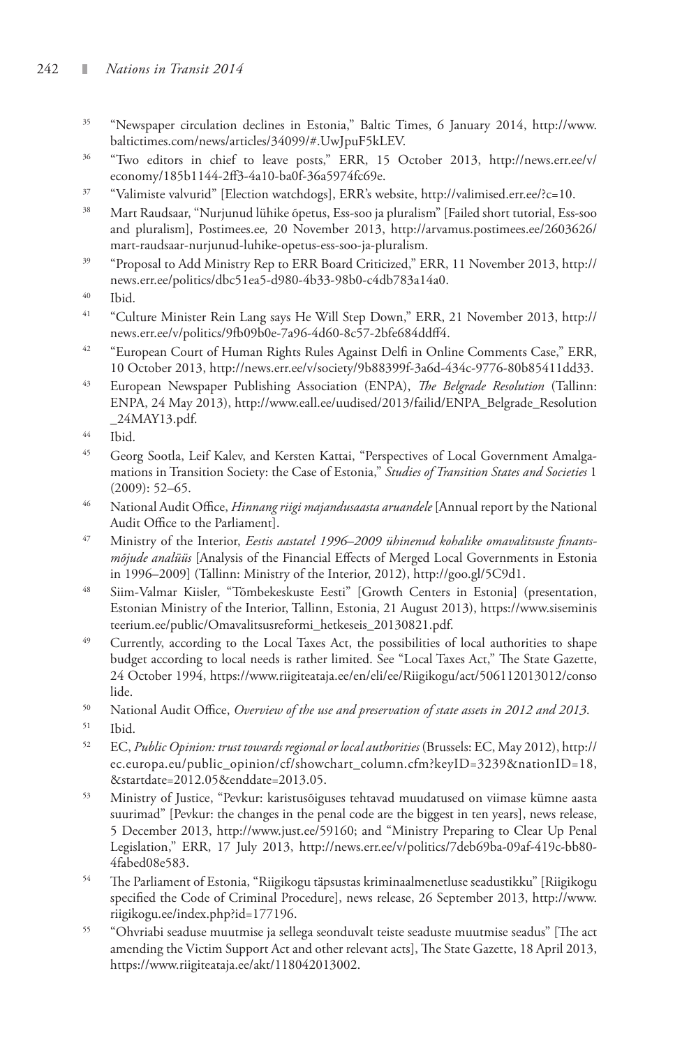[35] "Newspaper circulation declines in Estonia," Baltic Times, 6 January 2014, http://www.balticrimes.com/news/articles/34099/#.UwJpuF5kLEV.

[36] "Two editors in chief to leave posts," ERR, 15 October 2013, http://news.err.ee/v/economy/185b1144-2ff3-4a10-ba0f-36a5974fc69e.

[37] "Valimiste valvurid" [Election watchdogs], ERR's website, http://valimised.err.ee/?c=10.

[38] Mart Raudsaar, "Nurjunud lühike õpetus, Ess-soo ja pluralism" [Failed short tutorial, Ess-soo and pluralism], Postimees.ee, 20 November 2013, http://arvamus.postimees.ee/2603626/mart-raudsaar-nurjunud-luhike-opetus-ess-soo-ja-pluralism.

[39] "Proposal to Add Ministry Rep to ERR Board Criticized," ERR, 11 November 2013, http://news.err.ee/politics/dbc51ea5-d980-4b33-98b0-c4db783a14a0.

[40] Ibid.

[41] "Culture Minister Rein Lang says He Will Step Down," ERR, 21 November 2013, http://news.err.ee/v/politics/9fb09b0e-7a96-4d60-8c57-2bfe684ddff4.

[42] "European Court of Human Rights Rules Against Delfi in Online Comments Case," ERR, 10 October 2013, http://news.err.ee/v/society/9b88399f-3a6d-434c-9776-80b85411dd33.

[43] European Newspaper Publishing Association (ENPA), *The Belgrade Resolution* (Tallinn: ENPA, 24 May 2013), http://www.eall.ee/uudised/2013/failid/ENPA_Belgrade_Resolution_24MAY13.pdf.

[44] Ibid.

[45] Georg Sootla, Leif Kalev, and Kersten Kattai, "Perspectives of Local Government Amalgamations in Transition Society: the Case of Estonia," *Studies of Transition States and Societies* 1 (2009): 52–65.

[46] National Audit Office, *Hinnang riigi majandusaasta aruandele* [Annual report by the National Audit Office to the Parliament].

[47] Ministry of the Interior, *Eestis aastatel 1996–2009 ühinenud kohalike omavalitsuste finantsmõjude analüüs* [Analysis of the Financial Effects of Merged Local Governments in Estonia in 1996–2009] (Tallinn: Ministry of the Interior, 2012), http://goo.gl/5C9d1.

[48] Siim-Valmar Kiisler, "Tõmbekeskuste Eesti" [Growth Centers in Estonia] (presentation, Estonian Ministry of the Interior, Tallinn, Estonia, 21 August 2013), https://www.siseministeerium.ee/public/Omavalitsusreformi_hetkeseis_20130821.pdf.

[49] Currently, according to the Local Taxes Act, the possibilities of local authorities to shape budget according to local needs is rather limited. See "Local Taxes Act," The State Gazette, 24 October 1994, https://www.riigiteataja.ee/en/eli/ee/Riigikogu/act/506112013012/consolide.

[50] National Audit Office, *Overview of the use and preservation of state assets in 2012 and 2013*.

[51] Ibid.

[52] EC, *Public Opinion: trust towards regional or local authorities* (Brussels: EC, May 2012), http://ec.europa.eu/public_opinion/cf/showchart_column.cfm?keyID=3239&nationID=18,&startdate=2012.05&enddate=2013.05.

[53] Ministry of Justice, "Pevkur: karistusõiguses tehtavad muudatused on viimase kümne aasta suurimad" [Pevkur: the changes in the penal code are the biggest in ten years], news release, 5 December 2013, http://www.just.ee/59160; and "Ministry Preparing to Clear Up Penal Legislation," ERR, 17 July 2013, http://news.err.ee/v/politics/7deb69ba-09af-419c-bb80-4fabed08e583.

[54] The Parliament of Estonia, "Riigikogu täpsustas kriminaalmenetluse seadustikku" [Riigikogu specified the Code of Criminal Procedure], news release, 26 September 2013, http://www.riigikogu.ee/index.php?id=177196.

[55] "Ohvriabi seaduse muutmise ja sellega seonduvalt teiste seaduste muutmise seadus" [The act amending the Victim Support Act and other relevant acts], The State Gazette, 18 April 2013, https://www.riigiteataja.ee/akt/118042013002.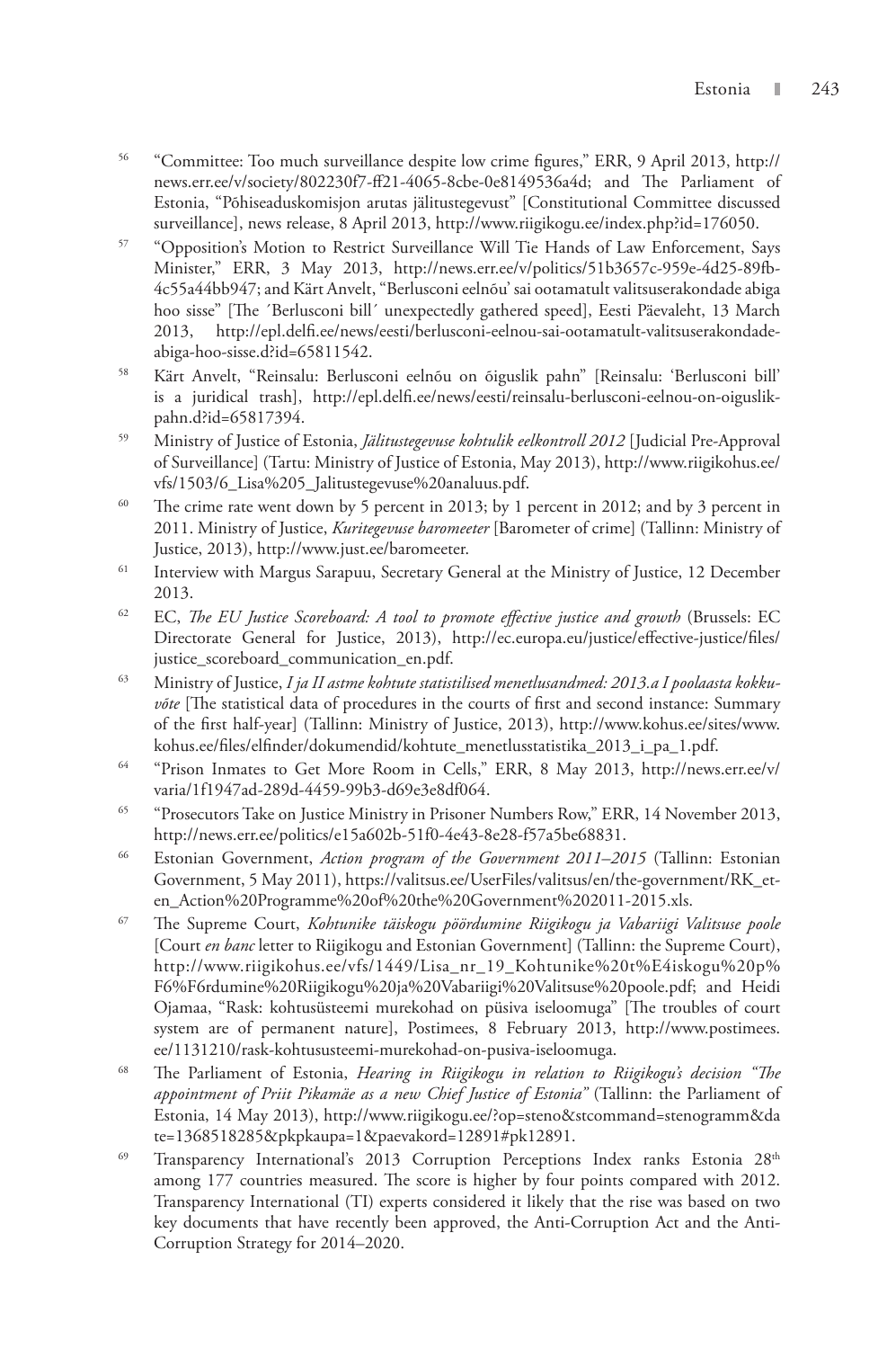56 "Committee: Too much surveillance despite low crime figures," ERR, 9 April 2013, http://news.err.ee/v/society/802230f7-ff21-4065-8cbe-0e8149536a4d; and The Parliament of Estonia, "Põhiseaduskomisjon arutas jälitustegevust" [Constitutional Committee discussed surveillance], news release, 8 April 2013, http://www.riigikogu.ee/index.php?id=176050.

57 "Opposition's Motion to Restrict Surveillance Will Tie Hands of Law Enforcement, Says Minister," ERR, 3 May 2013, http://news.err.ee/v/politics/51b3657c-959e-4d25-89fb-4c55a44bb947; and Kärt Anvelt, "Berlusconi eelnõu' sai ootamatult valitsuserakondade abiga hoo sisse" [The ´Berlusconi bill´ unexpectedly gathered speed], Eesti Päevaleht, 13 March 2013, http://epl.delfi.ee/news/eesti/berlusconi-eelnou-sai-ootamatult-valitsuserakondade-abiga-hoo-sisse.d?id=65811542.

58 Kärt Anvelt, "Reinsalu: Berlusconi eelnõu on õiguslik pahn" [Reinsalu: 'Berlusconi bill' is a juridical trash], http://epl.delfi.ee/news/eesti/reinsalu-berlusconi-eelnou-on-oiguslik-pahn.d?id=65817394.

59 Ministry of Justice of Estonia, *Jälitustegevuse kohtulik eelkontroll 2012* [Judicial Pre-Approval of Surveillance] (Tartu: Ministry of Justice of Estonia, May 2013), http://www.riigikohus.ee/vfs/1503/6_Lisa%205_Jalitustegevuse%20analuus.pdf.

60 The crime rate went down by 5 percent in 2013; by 1 percent in 2012; and by 3 percent in 2011. Ministry of Justice, *Kuritegevuse baromeeter* [Barometer of crime] (Tallinn: Ministry of Justice, 2013), http://www.just.ee/baromeeter.

61 Interview with Margus Sarapuu, Secretary General at the Ministry of Justice, 12 December 2013.

62 EC, *The EU Justice Scoreboard: A tool to promote effective justice and growth* (Brussels: EC Directorate General for Justice, 2013), http://ec.europa.eu/justice/effective-justice/files/justice_scoreboard_communication_en.pdf.

63 Ministry of Justice, *I ja II astme kohtute statistilised menetlusandmed: 2013.a I poolaasta kokkuvõte* [The statistical data of procedures in the courts of first and second instance: Summary of the first half-year] (Tallinn: Ministry of Justice, 2013), http://www.kohus.ee/sites/www.kohus.ee/files/elfinder/dokumendid/kohtute_menetlusstatistika_2013_i_pa_1.pdf.

64 "Prison Inmates to Get More Room in Cells," ERR, 8 May 2013, http://news.err.ee/v/varia/1f1947ad-289d-4459-99b3-d69e3e8df064.

65 "Prosecutors Take on Justice Ministry in Prisoner Numbers Row," ERR, 14 November 2013, http://news.err.ee/politics/e15a602b-51f0-4e43-8e28-f57a5be68831.

66 Estonian Government, *Action program of the Government 2011–2015* (Tallinn: Estonian Government, 5 May 2011), https://valitsus.ee/UserFiles/valitsus/en/the-government/RK_et-en_Action%20Programme%20of%20the%20Government%202011-2015.xls.

67 The Supreme Court, *Kohtunike täiskogu pöördumine Riigikogu ja Vabariigi Valitsuse poole* [Court *en banc* letter to Riigikogu and Estonian Government] (Tallinn: the Supreme Court), http://www.riigikohus.ee/vfs/1449/Lisa_nr_19_Kohtunike%20t%E4iskogu%20p%F6%F6rdumine%20Riigikogu%20ja%20Vabariigi%20Valitsuse%20poole.pdf; and Heidi Ojamaa, "Rask: kohtusüsteemi murekohad on püsiva iseloomuga" [The troubles of court system are of permanent nature], Postimees, 8 February 2013, http://www.postimees.ee/1131210/rask-kohtususteemi-murekohad-on-pusiva-iseloomuga.

68 The Parliament of Estonia, *Hearing in Riigikogu in relation to Riigikogu's decision "The appointment of Priit Pikamäe as a new Chief Justice of Estonia"* (Tallinn: the Parliament of Estonia, 14 May 2013), http://www.riigikogu.ee/?op=steno&stcommand=stenogramm&date=1368518285&pkpkaupa=1&paevakord=12891#pk12891.

69 Transparency International's 2013 Corruption Perceptions Index ranks Estonia 28th among 177 countries measured. The score is higher by four points compared with 2012. Transparency International (TI) experts considered it likely that the rise was based on two key documents that have recently been approved, the Anti-Corruption Act and the Anti-Corruption Strategy for 2014–2020.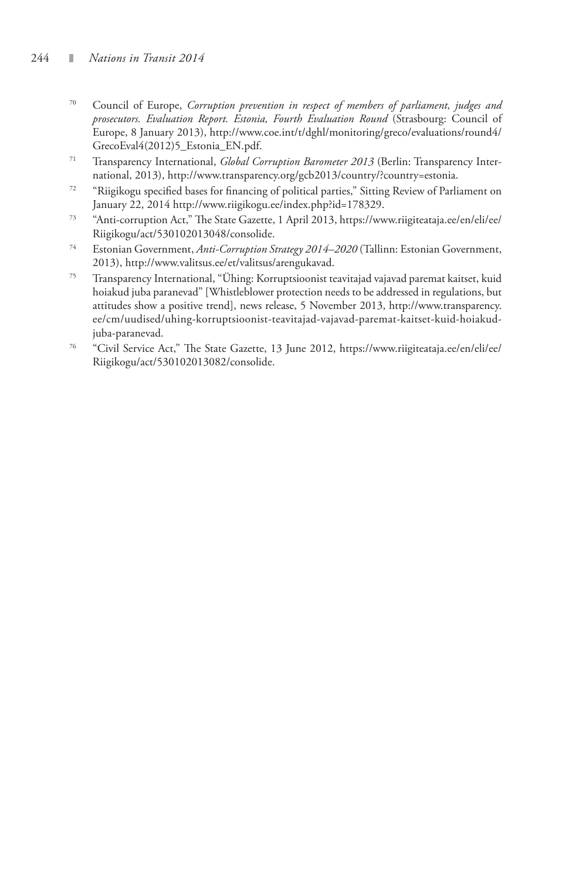70 Council of Europe, *Corruption prevention in respect of members of parliament, judges and prosecutors. Evaluation Report. Estonia, Fourth Evaluation Round* (Strasbourg: Council of Europe, 8 January 2013), http://www.coe.int/t/dghl/monitoring/greco/evaluations/round4/GrecoEval4(2012)5_Estonia_EN.pdf.

71 Transparency International, *Global Corruption Barometer 2013* (Berlin: Transparency International, 2013), http://www.transparency.org/gcb2013/country/?country=estonia.

72 "Riigikogu specified bases for financing of political parties," Sitting Review of Parliament on January 22, 2014 http://www.riigikogu.ee/index.php?id=178329.

73 "Anti-corruption Act," The State Gazette, 1 April 2013, https://www.riigiteataja.ee/en/eli/ee/Riigikogu/act/530102013048/consolide.

74 Estonian Government, *Anti-Corruption Strategy 2014–2020* (Tallinn: Estonian Government, 2013), http://www.valitsus.ee/et/valitsus/arengukavad.

75 Transparency International, "Ühing: Korruptsioonist teavitajad vajavad paremat kaitset, kuid hoiakud juba paranevad" [Whistleblower protection needs to be addressed in regulations, but attitudes show a positive trend], news release, 5 November 2013, http://www.transparency.ee/cm/uudised/uhing-korruptsioonist-teavitajad-vajavad-paremat-kaitset-kuid-hoiakud-juba-paranevad.

76 "Civil Service Act," The State Gazette, 13 June 2012, https://www.riigiteataja.ee/en/eli/ee/Riigikogu/act/530102013082/consolide.